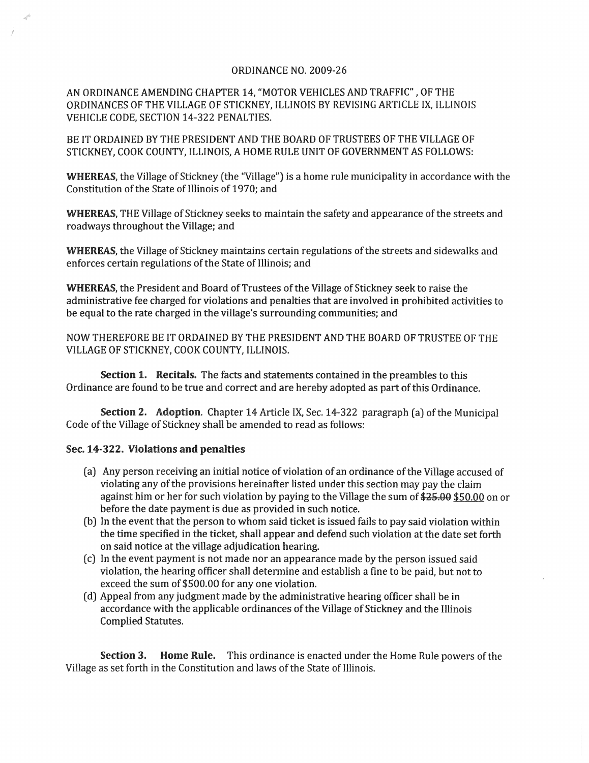ORDINANCE NO. 2009-26

AN ORDINANCE AMENDING CHAPTER 14, "MOTOR VEHICLES AND TRAFFIC" , OF THE ORDINANCES OF THE VILLAGE OF STICKNEY, ILLINOIS BY REVISING ARTICLE IX, ILLINOIS VEHICLE CODE, SECTION 14-322 PENALTIES.

BE IT ORDAINED BY THE PRESIDENT AND THE BOARD OF TRUSTEES OF THE VILLAGE OF STICKNEY, COOK COUNTY, ILLINOIS, A HOME RULE UNIT OF GOVERNMENT AS FOLLOWS:

**WHEREAS**, the Village of Stickney (the "Village") is a home rule municipality in accordance with the Constitution of the State of Illinois of 1970; and

**WHEREAS**, THE Village of Stickney seeks to maintain the safety and appearance of the streets and roadways throughout the Village; and

**WHEREAS**, the Village of Stickney maintains certain regulations of the streets and sidewalks and enforces certain regulations of the State of Illinois; and

**WHEREAS**, the President and Board of Trustees of the Village of Stickney seek to raise the administrative fee charged for violations and penalties that are involved in prohibited activities to be equal to the rate charged in the village's surrounding communities; and

NOW THEREFORE BE IT ORDAINED BY THE PRESIDENT AND THE BOARD OF TRUSTEE OF THE VILLAGE OF STICKNEY, COOK COUNTY, ILLINOIS.

**Section 1. Recitals.** The facts and statements contained in the preambles to this Ordinance are found to be true and correct and are hereby adopted as part of this Ordinance.

**Section 2. Adoption**. Chapter 14 Article IX, Sec. 14-322 paragraph (a) of the Municipal Code of the Village of Stickney shall be amended to read as follows:

### Sec. 14-322. Violations and penalties

(a) Any person receiving an initial notice of violation of an ordinance of the Village accused of violating any of the provisions hereinafter listed under this section may pay the claim against him or her for such violation by paying to the Village the sum of ~~$25.00~~ <u>$50.00</u> on or before the date payment is due as provided in such notice.

(b) In the event that the person to whom said ticket is issued fails to pay said violation within the time specified in the ticket, shall appear and defend such violation at the date set forth on said notice at the village adjudication hearing.

(c) In the event payment is not made nor an appearance made by the person issued said violation, the hearing officer shall determine and establish a fine to be paid, but not to exceed the sum of $500.00 for any one violation.

(d) Appeal from any judgment made by the administrative hearing officer shall be in accordance with the applicable ordinances of the Village of Stickney and the Illinois Complied Statutes.

**Section 3. Home Rule.** This ordinance is enacted under the Home Rule powers of the Village as set forth in the Constitution and laws of the State of Illinois.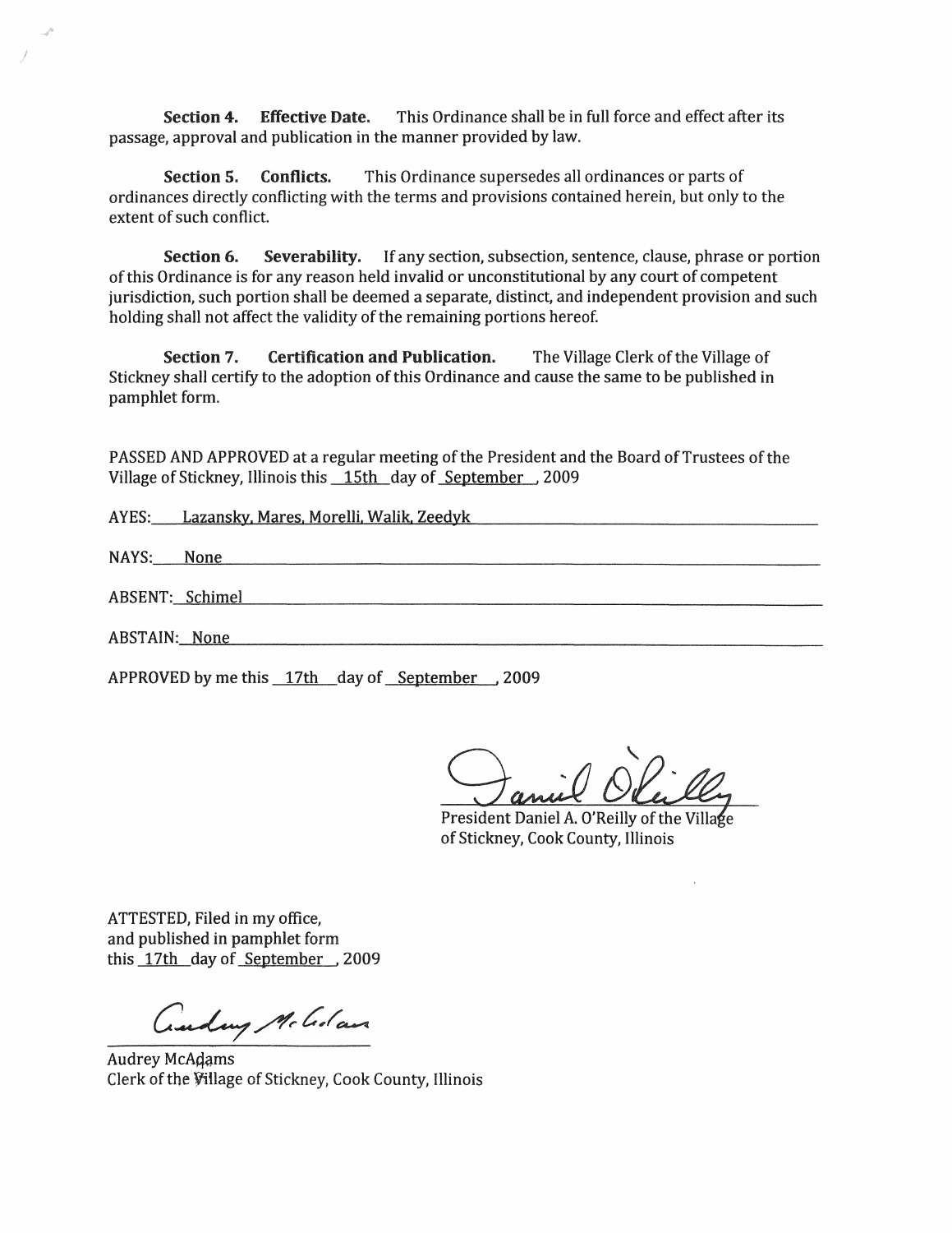**Section 4. Effective Date.** This Ordinance shall be in full force and effect after its passage, approval and publication in the manner provided by law.

**Section 5. Conflicts.** This Ordinance supersedes all ordinances or parts of ordinances directly conflicting with the terms and provisions contained herein, but only to the extent of such conflict.

**Section 6. Severability.** If any section, subsection, sentence, clause, phrase or portion of this Ordinance is for any reason held invalid or unconstitutional by any court of competent jurisdiction, such portion shall be deemed a separate, distinct, and independent provision and such holding shall not affect the validity of the remaining portions hereof.

**Section 7. Certification and Publication.** The Village Clerk of the Village of Stickney shall certify to the adoption of this Ordinance and cause the same to be published in pamphlet form.

PASSED AND APPROVED at a regular meeting of the President and the Board of Trustees of the Village of Stickney, Illinois this 15th day of September, 2009

AYES: Lazansky, Mares, Morelli, Walik, Zeedyk

NAYS: None

ABSENT: Schimel

ABSTAIN: None

APPROVED by me this 17th day of September, 2009

Daniel O'Reilly

President Daniel A. O'Reilly of the Village of Stickney, Cook County, Illinois

ATTESTED, Filed in my office, and published in pamphlet form this 17th day of September, 2009

Audrey McAdams

Audrey McAdams
Clerk of the Village of Stickney, Cook County, Illinois